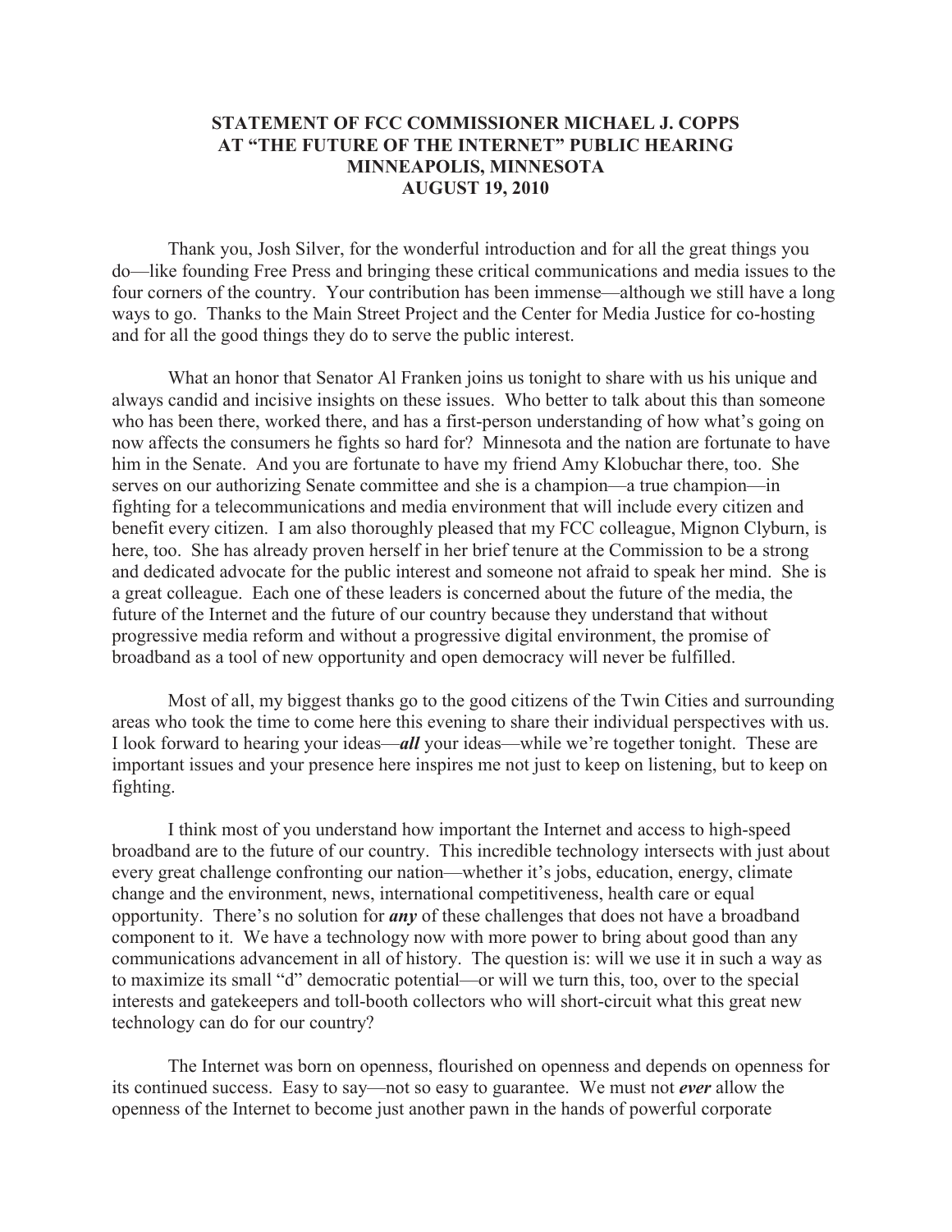**STATEMENT OF FCC COMMISSIONER MICHAEL J. COPPS**
**AT "THE FUTURE OF THE INTERNET" PUBLIC HEARING**
**MINNEAPOLIS, MINNESOTA**
**AUGUST 19, 2010**

Thank you, Josh Silver, for the wonderful introduction and for all the great things you do—like founding Free Press and bringing these critical communications and media issues to the four corners of the country. Your contribution has been immense—although we still have a long ways to go. Thanks to the Main Street Project and the Center for Media Justice for co-hosting and for all the good things they do to serve the public interest.

What an honor that Senator Al Franken joins us tonight to share with us his unique and always candid and incisive insights on these issues. Who better to talk about this than someone who has been there, worked there, and has a first-person understanding of how what's going on now affects the consumers he fights so hard for? Minnesota and the nation are fortunate to have him in the Senate. And you are fortunate to have my friend Amy Klobuchar there, too. She serves on our authorizing Senate committee and she is a champion—a true champion—in fighting for a telecommunications and media environment that will include every citizen and benefit every citizen. I am also thoroughly pleased that my FCC colleague, Mignon Clyburn, is here, too. She has already proven herself in her brief tenure at the Commission to be a strong and dedicated advocate for the public interest and someone not afraid to speak her mind. She is a great colleague. Each one of these leaders is concerned about the future of the media, the future of the Internet and the future of our country because they understand that without progressive media reform and without a progressive digital environment, the promise of broadband as a tool of new opportunity and open democracy will never be fulfilled.

Most of all, my biggest thanks go to the good citizens of the Twin Cities and surrounding areas who took the time to come here this evening to share their individual perspectives with us. I look forward to hearing your ideas—***all*** your ideas—while we're together tonight. These are important issues and your presence here inspires me not just to keep on listening, but to keep on fighting.

I think most of you understand how important the Internet and access to high-speed broadband are to the future of our country. This incredible technology intersects with just about every great challenge confronting our nation—whether it's jobs, education, energy, climate change and the environment, news, international competitiveness, health care or equal opportunity. There's no solution for ***any*** of these challenges that does not have a broadband component to it. We have a technology now with more power to bring about good than any communications advancement in all of history. The question is: will we use it in such a way as to maximize its small "d" democratic potential—or will we turn this, too, over to the special interests and gatekeepers and toll-booth collectors who will short-circuit what this great new technology can do for our country?

The Internet was born on openness, flourished on openness and depends on openness for its continued success. Easy to say—not so easy to guarantee. We must not ***ever*** allow the openness of the Internet to become just another pawn in the hands of powerful corporate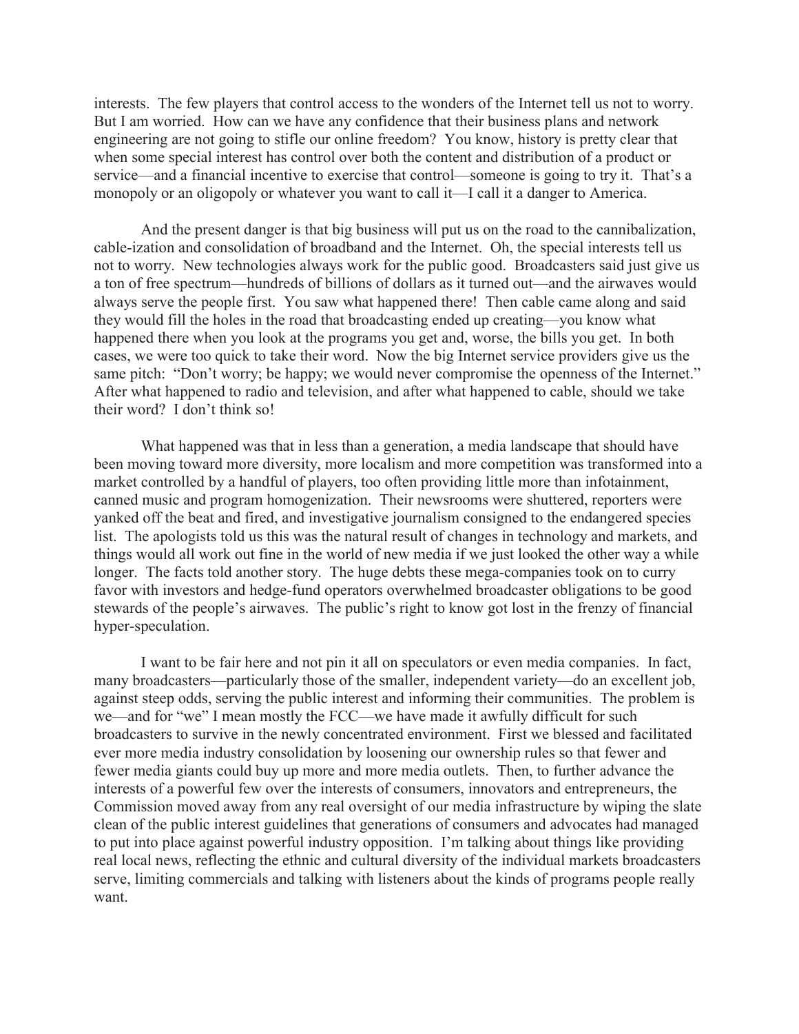interests. The few players that control access to the wonders of the Internet tell us not to worry. But I am worried. How can we have any confidence that their business plans and network engineering are not going to stifle our online freedom? You know, history is pretty clear that when some special interest has control over both the content and distribution of a product or service—and a financial incentive to exercise that control—someone is going to try it. That's a monopoly or an oligopoly or whatever you want to call it—I call it a danger to America.

And the present danger is that big business will put us on the road to the cannibalization, cable-ization and consolidation of broadband and the Internet. Oh, the special interests tell us not to worry. New technologies always work for the public good. Broadcasters said just give us a ton of free spectrum—hundreds of billions of dollars as it turned out—and the airwaves would always serve the people first. You saw what happened there! Then cable came along and said they would fill the holes in the road that broadcasting ended up creating—you know what happened there when you look at the programs you get and, worse, the bills you get. In both cases, we were too quick to take their word. Now the big Internet service providers give us the same pitch: "Don't worry; be happy; we would never compromise the openness of the Internet." After what happened to radio and television, and after what happened to cable, should we take their word? I don't think so!

What happened was that in less than a generation, a media landscape that should have been moving toward more diversity, more localism and more competition was transformed into a market controlled by a handful of players, too often providing little more than infotainment, canned music and program homogenization. Their newsrooms were shuttered, reporters were yanked off the beat and fired, and investigative journalism consigned to the endangered species list. The apologists told us this was the natural result of changes in technology and markets, and things would all work out fine in the world of new media if we just looked the other way a while longer. The facts told another story. The huge debts these mega-companies took on to curry favor with investors and hedge-fund operators overwhelmed broadcaster obligations to be good stewards of the people's airwaves. The public's right to know got lost in the frenzy of financial hyper-speculation.

I want to be fair here and not pin it all on speculators or even media companies. In fact, many broadcasters—particularly those of the smaller, independent variety—do an excellent job, against steep odds, serving the public interest and informing their communities. The problem is we—and for "we" I mean mostly the FCC—we have made it awfully difficult for such broadcasters to survive in the newly concentrated environment. First we blessed and facilitated ever more media industry consolidation by loosening our ownership rules so that fewer and fewer media giants could buy up more and more media outlets. Then, to further advance the interests of a powerful few over the interests of consumers, innovators and entrepreneurs, the Commission moved away from any real oversight of our media infrastructure by wiping the slate clean of the public interest guidelines that generations of consumers and advocates had managed to put into place against powerful industry opposition. I'm talking about things like providing real local news, reflecting the ethnic and cultural diversity of the individual markets broadcasters serve, limiting commercials and talking with listeners about the kinds of programs people really want.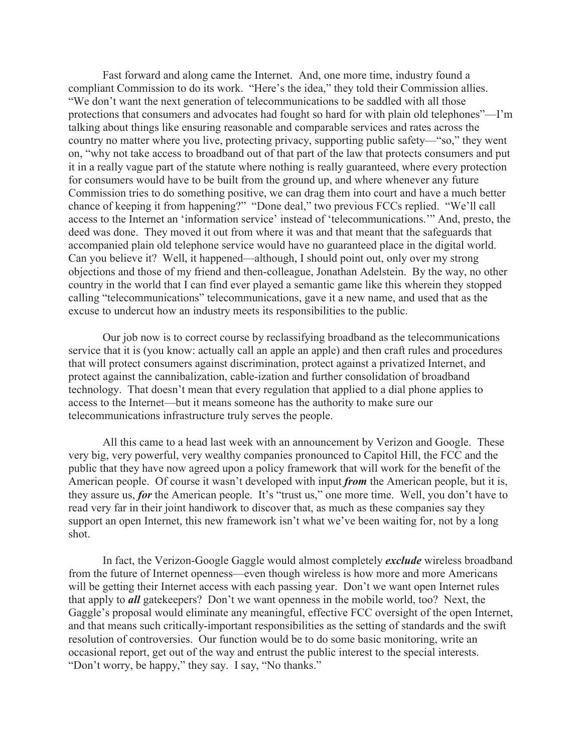Fast forward and along came the Internet. And, one more time, industry found a compliant Commission to do its work. "Here's the idea," they told their Commission allies. "We don't want the next generation of telecommunications to be saddled with all those protections that consumers and advocates had fought so hard for with plain old telephones"—I'm talking about things like ensuring reasonable and comparable services and rates across the country no matter where you live, protecting privacy, supporting public safety—"so," they went on, "why not take access to broadband out of that part of the law that protects consumers and put it in a really vague part of the statute where nothing is really guaranteed, where every protection for consumers would have to be built from the ground up, and where whenever any future Commission tries to do something positive, we can drag them into court and have a much better chance of keeping it from happening?" "Done deal," two previous FCCs replied. "We'll call access to the Internet an 'information service' instead of 'telecommunications.'" And, presto, the deed was done. They moved it out from where it was and that meant that the safeguards that accompanied plain old telephone service would have no guaranteed place in the digital world. Can you believe it? Well, it happened—although, I should point out, only over my strong objections and those of my friend and then-colleague, Jonathan Adelstein. By the way, no other country in the world that I can find ever played a semantic game like this wherein they stopped calling "telecommunications" telecommunications, gave it a new name, and used that as the excuse to undercut how an industry meets its responsibilities to the public.

Our job now is to correct course by reclassifying broadband as the telecommunications service that it is (you know: actually call an apple an apple) and then craft rules and procedures that will protect consumers against discrimination, protect against a privatized Internet, and protect against the cannibalization, cable-ization and further consolidation of broadband technology. That doesn't mean that every regulation that applied to a dial phone applies to access to the Internet—but it means someone has the authority to make sure our telecommunications infrastructure truly serves the people.

All this came to a head last week with an announcement by Verizon and Google. These very big, very powerful, very wealthy companies pronounced to Capitol Hill, the FCC and the public that they have now agreed upon a policy framework that will work for the benefit of the American people. Of course it wasn't developed with input ***from*** the American people, but it is, they assure us, ***for*** the American people. It's "trust us," one more time. Well, you don't have to read very far in their joint handiwork to discover that, as much as these companies say they support an open Internet, this new framework isn't what we've been waiting for, not by a long shot.

In fact, the Verizon-Google Gaggle would almost completely ***exclude*** wireless broadband from the future of Internet openness—even though wireless is how more and more Americans will be getting their Internet access with each passing year. Don't we want open Internet rules that apply to ***all*** gatekeepers? Don't we want openness in the mobile world, too? Next, the Gaggle's proposal would eliminate any meaningful, effective FCC oversight of the open Internet, and that means such critically-important responsibilities as the setting of standards and the swift resolution of controversies. Our function would be to do some basic monitoring, write an occasional report, get out of the way and entrust the public interest to the special interests. "Don't worry, be happy," they say. I say, "No thanks."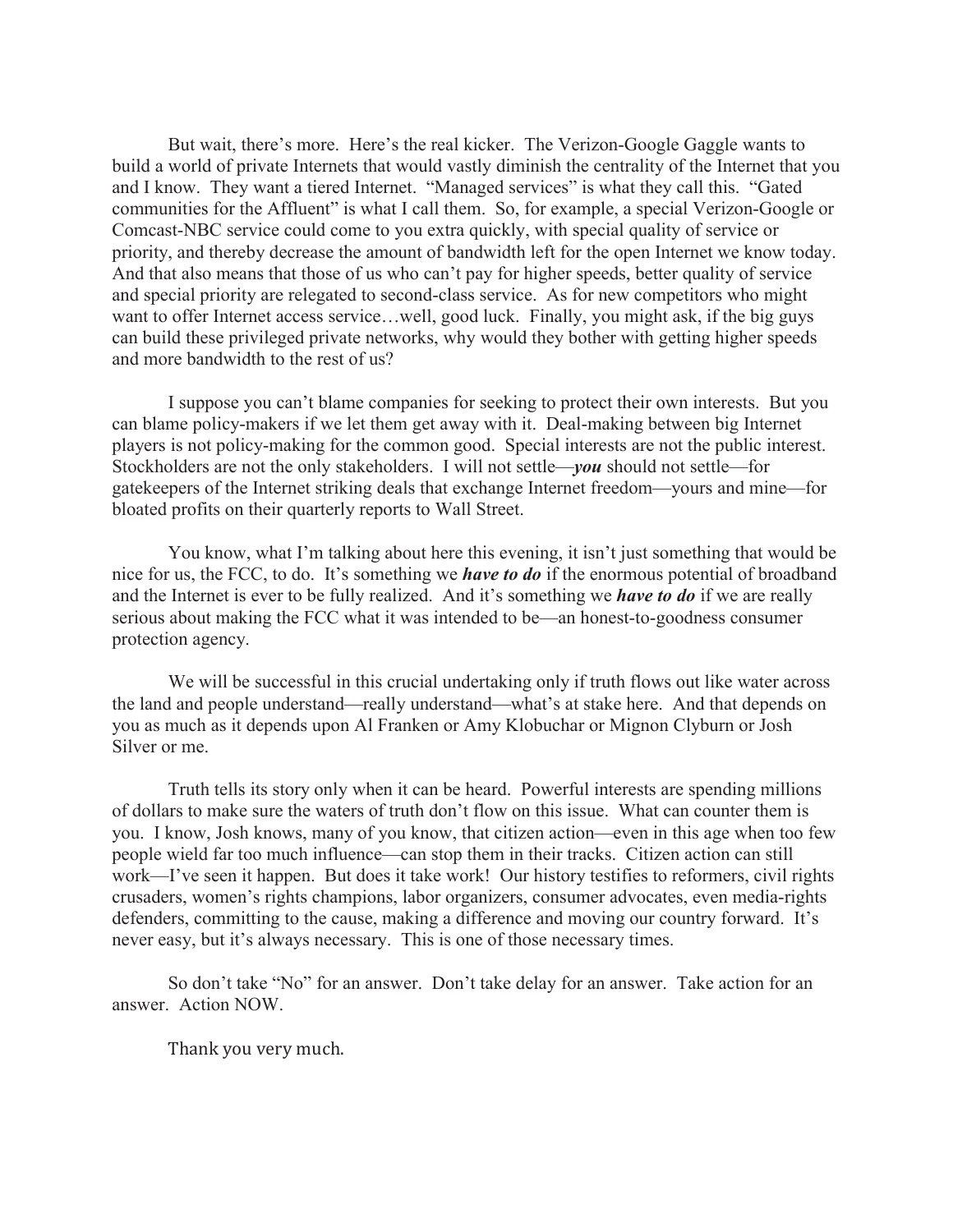But wait, there's more. Here's the real kicker. The Verizon-Google Gaggle wants to build a world of private Internets that would vastly diminish the centrality of the Internet that you and I know. They want a tiered Internet. "Managed services" is what they call this. "Gated communities for the Affluent" is what I call them. So, for example, a special Verizon-Google or Comcast-NBC service could come to you extra quickly, with special quality of service or priority, and thereby decrease the amount of bandwidth left for the open Internet we know today. And that also means that those of us who can't pay for higher speeds, better quality of service and special priority are relegated to second-class service. As for new competitors who might want to offer Internet access service…well, good luck. Finally, you might ask, if the big guys can build these privileged private networks, why would they bother with getting higher speeds and more bandwidth to the rest of us?

I suppose you can't blame companies for seeking to protect their own interests. But you can blame policy-makers if we let them get away with it. Deal-making between big Internet players is not policy-making for the common good. Special interests are not the public interest. Stockholders are not the only stakeholders. I will not settle—***you*** should not settle—for gatekeepers of the Internet striking deals that exchange Internet freedom—yours and mine—for bloated profits on their quarterly reports to Wall Street.

You know, what I'm talking about here this evening, it isn't just something that would be nice for us, the FCC, to do. It's something we ***have to do*** if the enormous potential of broadband and the Internet is ever to be fully realized. And it's something we ***have to do*** if we are really serious about making the FCC what it was intended to be—an honest-to-goodness consumer protection agency.

We will be successful in this crucial undertaking only if truth flows out like water across the land and people understand—really understand—what's at stake here. And that depends on you as much as it depends upon Al Franken or Amy Klobuchar or Mignon Clyburn or Josh Silver or me.

Truth tells its story only when it can be heard. Powerful interests are spending millions of dollars to make sure the waters of truth don't flow on this issue. What can counter them is you. I know, Josh knows, many of you know, that citizen action—even in this age when too few people wield far too much influence—can stop them in their tracks. Citizen action can still work—I've seen it happen. But does it take work! Our history testifies to reformers, civil rights crusaders, women's rights champions, labor organizers, consumer advocates, even media-rights defenders, committing to the cause, making a difference and moving our country forward. It's never easy, but it's always necessary. This is one of those necessary times.

So don't take "No" for an answer. Don't take delay for an answer. Take action for an answer. Action NOW.

Thank you very much.